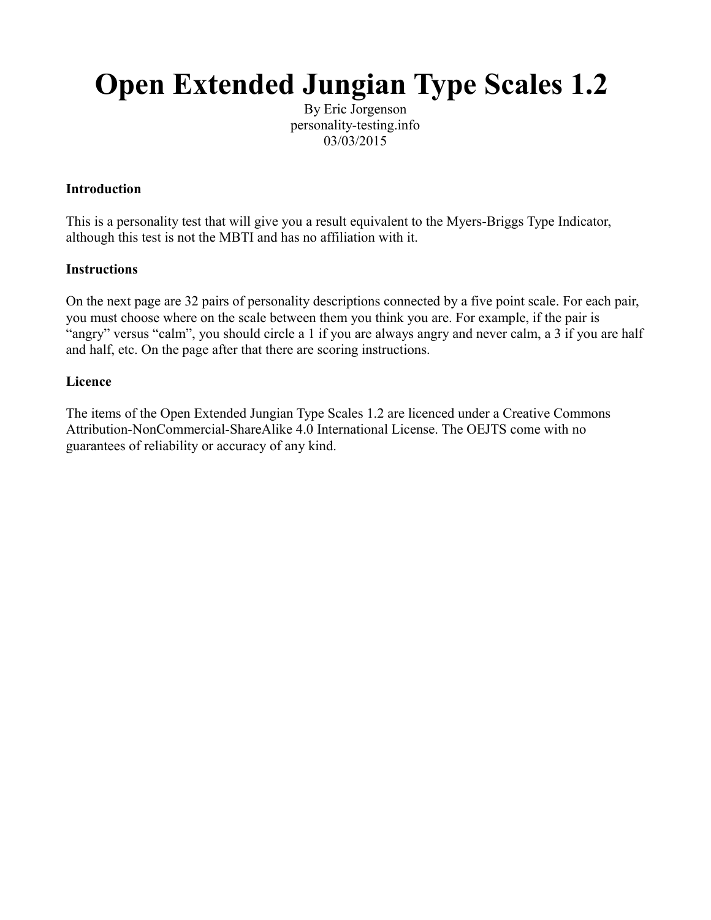# Open Extended Jungian Type Scales 1.2

By Eric Jorgenson
personality-testing.info
03/03/2015

**Introduction**

This is a personality test that will give you a result equivalent to the Myers-Briggs Type Indicator, although this test is not the MBTI and has no affiliation with it.

**Instructions**

On the next page are 32 pairs of personality descriptions connected by a five point scale. For each pair, you must choose where on the scale between them you think you are. For example, if the pair is "angry" versus "calm", you should circle a 1 if you are always angry and never calm, a 3 if you are half and half, etc. On the page after that there are scoring instructions.

**Licence**

The items of the Open Extended Jungian Type Scales 1.2 are licenced under a Creative Commons Attribution-NonCommercial-ShareAlike 4.0 International License. The OEJTS come with no guarantees of reliability or accuracy of any kind.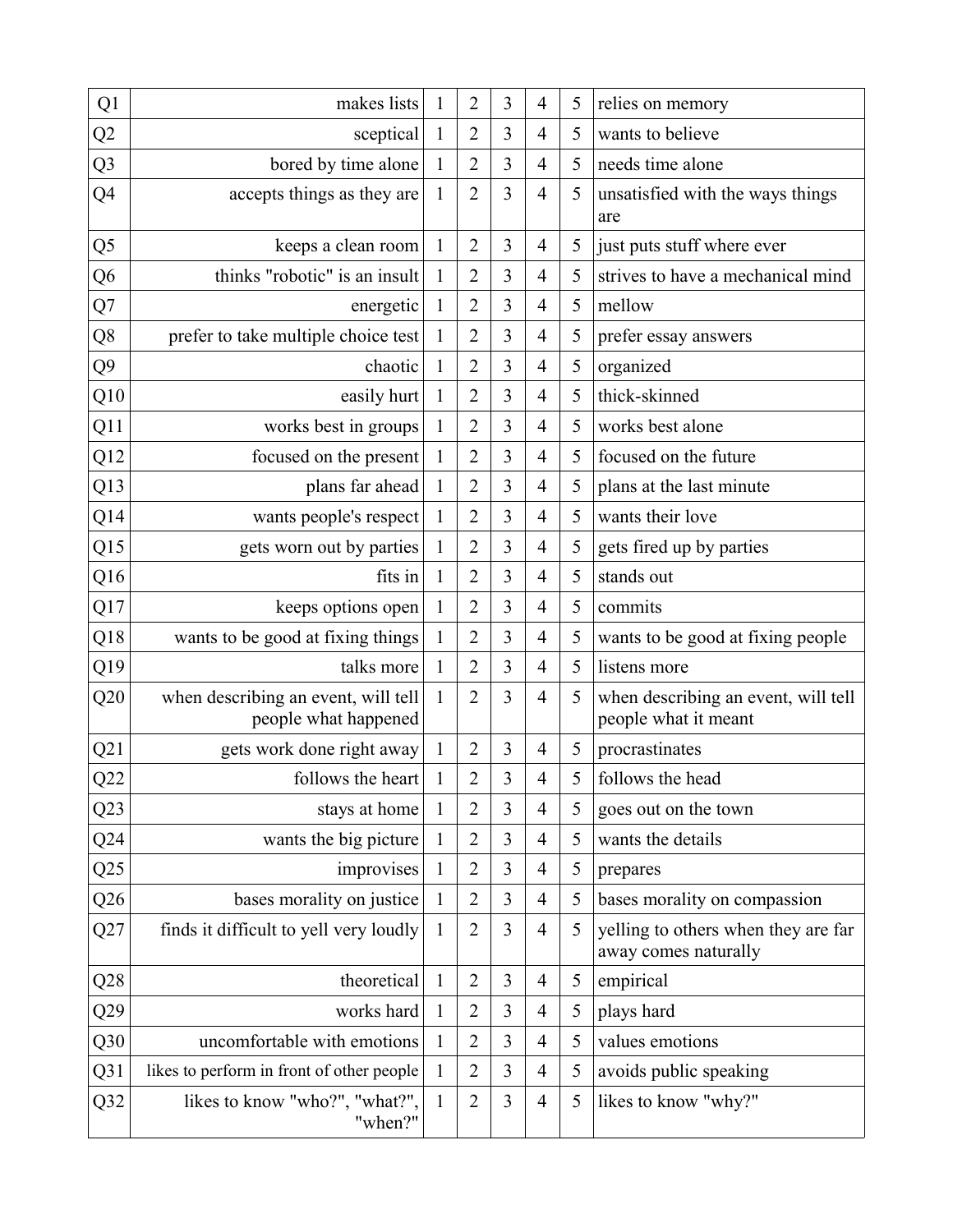| Q1 | makes lists | 1 | 2 | 3 | 4 | 5 | relies on memory |
|---|---|---|---|---|---|---|---|
| Q2 | sceptical | 1 | 2 | 3 | 4 | 5 | wants to believe |
| Q3 | bored by time alone | 1 | 2 | 3 | 4 | 5 | needs time alone |
| Q4 | accepts things as they are | 1 | 2 | 3 | 4 | 5 | unsatisfied with the ways things are |
| Q5 | keeps a clean room | 1 | 2 | 3 | 4 | 5 | just puts stuff where ever |
| Q6 | thinks "robotic" is an insult | 1 | 2 | 3 | 4 | 5 | strives to have a mechanical mind |
| Q7 | energetic | 1 | 2 | 3 | 4 | 5 | mellow |
| Q8 | prefer to take multiple choice test | 1 | 2 | 3 | 4 | 5 | prefer essay answers |
| Q9 | chaotic | 1 | 2 | 3 | 4 | 5 | organized |
| Q10 | easily hurt | 1 | 2 | 3 | 4 | 5 | thick-skinned |
| Q11 | works best in groups | 1 | 2 | 3 | 4 | 5 | works best alone |
| Q12 | focused on the present | 1 | 2 | 3 | 4 | 5 | focused on the future |
| Q13 | plans far ahead | 1 | 2 | 3 | 4 | 5 | plans at the last minute |
| Q14 | wants people's respect | 1 | 2 | 3 | 4 | 5 | wants their love |
| Q15 | gets worn out by parties | 1 | 2 | 3 | 4 | 5 | gets fired up by parties |
| Q16 | fits in | 1 | 2 | 3 | 4 | 5 | stands out |
| Q17 | keeps options open | 1 | 2 | 3 | 4 | 5 | commits |
| Q18 | wants to be good at fixing things | 1 | 2 | 3 | 4 | 5 | wants to be good at fixing people |
| Q19 | talks more | 1 | 2 | 3 | 4 | 5 | listens more |
| Q20 | when describing an event, will tell people what happened | 1 | 2 | 3 | 4 | 5 | when describing an event, will tell people what it meant |
| Q21 | gets work done right away | 1 | 2 | 3 | 4 | 5 | procrastinates |
| Q22 | follows the heart | 1 | 2 | 3 | 4 | 5 | follows the head |
| Q23 | stays at home | 1 | 2 | 3 | 4 | 5 | goes out on the town |
| Q24 | wants the big picture | 1 | 2 | 3 | 4 | 5 | wants the details |
| Q25 | improvises | 1 | 2 | 3 | 4 | 5 | prepares |
| Q26 | bases morality on justice | 1 | 2 | 3 | 4 | 5 | bases morality on compassion |
| Q27 | finds it difficult to yell very loudly | 1 | 2 | 3 | 4 | 5 | yelling to others when they are far away comes naturally |
| Q28 | theoretical | 1 | 2 | 3 | 4 | 5 | empirical |
| Q29 | works hard | 1 | 2 | 3 | 4 | 5 | plays hard |
| Q30 | uncomfortable with emotions | 1 | 2 | 3 | 4 | 5 | values emotions |
| Q31 | likes to perform in front of other people | 1 | 2 | 3 | 4 | 5 | avoids public speaking |
| Q32 | likes to know "who?", "what?", "when?" | 1 | 2 | 3 | 4 | 5 | likes to know "why?" |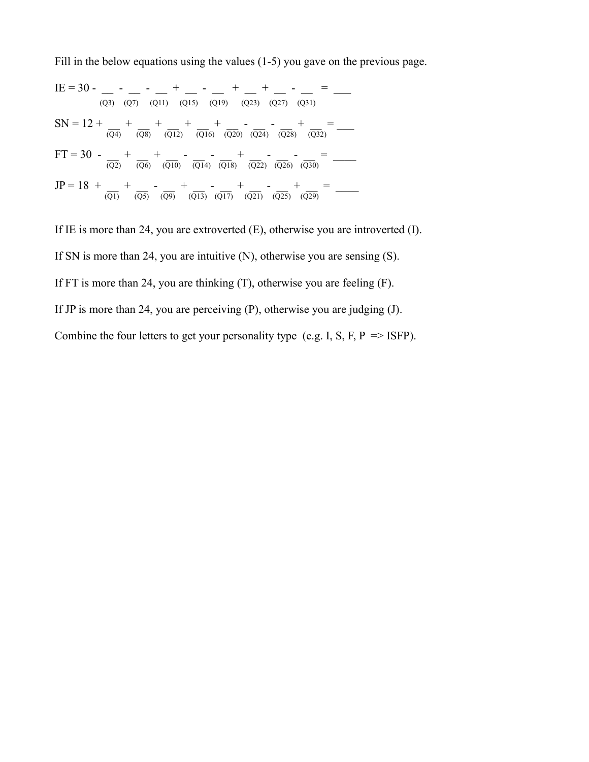Fill in the below equations using the values (1-5) you gave on the previous page.

IE = 30 - __ - __ - __ + __ - __ + __ + __ - __ = ___
(Q3) (Q7) (Q11) (Q15) (Q19) (Q23) (Q27) (Q31)

SN = 12 + __ + __ + __ + __ + __ - __ - __ + __ = ___
(Q4) (Q8) (Q12) (Q16) (Q20) (Q24) (Q28) (Q32)

FT = 30 - __ + __ + __ - __ - __ + __ - __ - __ = ____
(Q2) (Q6) (Q10) (Q14) (Q18) (Q22) (Q26) (Q30)

JP = 18 + __ + __ - __ + __ - __ + __ - __ + __ = ____
(Q1) (Q5) (Q9) (Q13) (Q17) (Q21) (Q25) (Q29)

If IE is more than 24, you are extroverted (E), otherwise you are introverted (I).

If SN is more than 24, you are intuitive (N), otherwise you are sensing (S).

If FT is more than 24, you are thinking (T), otherwise you are feeling (F).

If JP is more than 24, you are perceiving (P), otherwise you are judging (J).

Combine the four letters to get your personality type (e.g. I, S, F, P => ISFP).